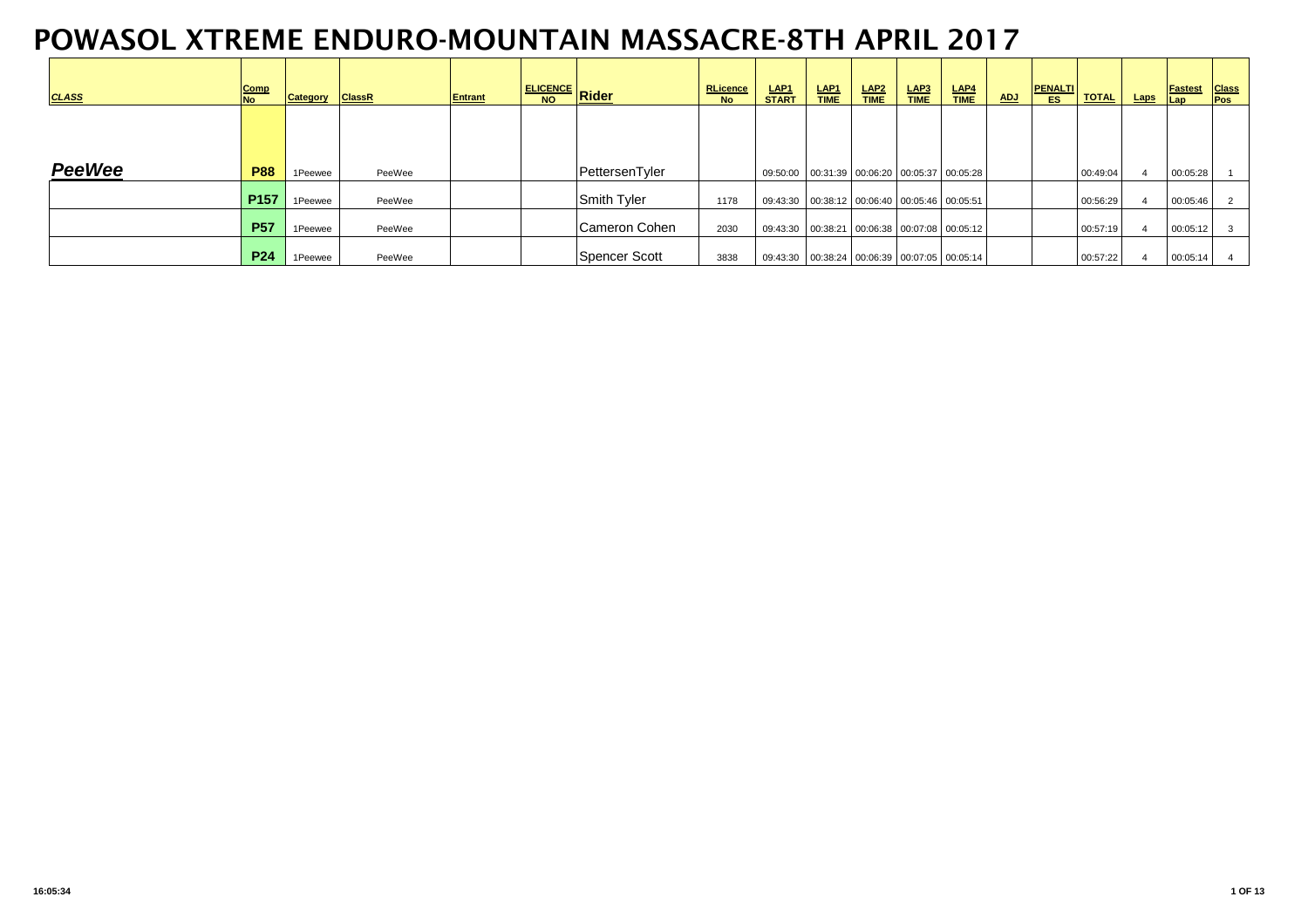# POWASOL XTREME ENDURO-MOUNTAIN MASSACRE-8TH APRIL 2017

| CLASS | Comp No | Category | ClassR | Entrant | ELICENCE NO | Rider | RLicence No | LAP1 START | LAP1 TIME | LAP2 TIME | LAP3 TIME | LAP4 TIME | ADJ | PENALTIES | TOTAL | Laps | Fastest Lap | Class Pos |
|---|---|---|---|---|---|---|---|---|---|---|---|---|---|---|---|---|---|---|
| ***PeeWee*** | **P88** | 1Peewee | PeeWee | | | PettersenTyler | | 09:50:00 | 00:31:39 | 00:06:20 | 00:05:37 | 00:05:28 | | | 00:49:04 | 4 | 00:05:28 | 1 |
| | **P157** | 1Peewee | PeeWee | | | Smith Tyler | 1178 | 09:43:30 | 00:38:12 | 00:06:40 | 00:05:46 | 00:05:51 | | | 00:56:29 | 4 | 00:05:46 | 2 |
| | **P57** | 1Peewee | PeeWee | | | Cameron Cohen | 2030 | 09:43:30 | 00:38:21 | 00:06:38 | 00:07:08 | 00:05:12 | | | 00:57:19 | 4 | 00:05:12 | 3 |
| | **P24** | 1Peewee | PeeWee | | | Spencer Scott | 3838 | 09:43:30 | 00:38:24 | 00:06:39 | 00:07:05 | 00:05:14 | | | 00:57:22 | 4 | 00:05:14 | 4 |

16:05:34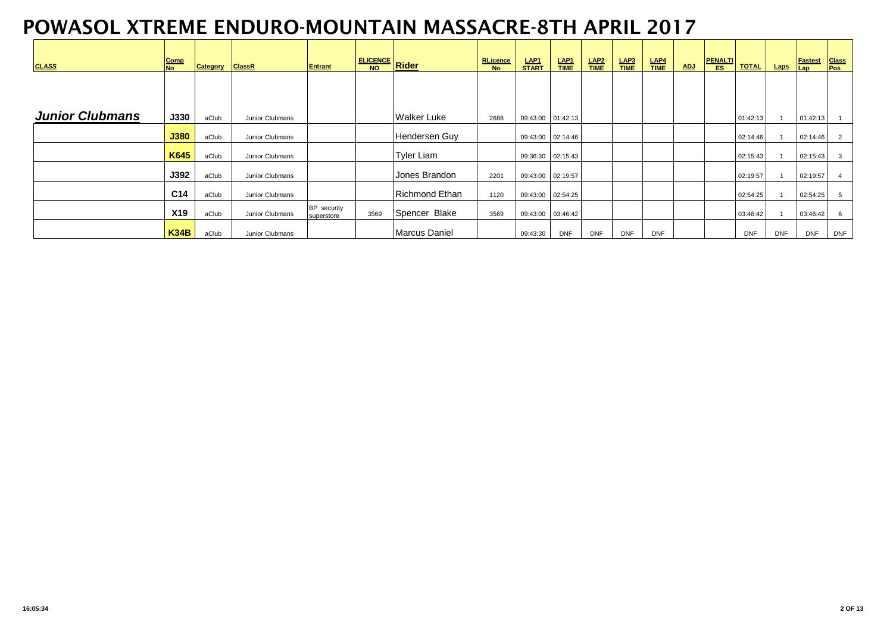# POWASOL XTREME ENDURO-MOUNTAIN MASSACRE-8TH APRIL 2017

| CLASS | Comp No | Category | ClassR | Entrant | ELICENCE NO | Rider | RLicence No | LAP1 START | LAP1 TIME | LAP2 TIME | LAP3 TIME | LAP4 TIME | ADJ | PENALTIES | TOTAL | Laps | Fastest Lap | Class Pos |
|---|---|---|---|---|---|---|---|---|---|---|---|---|---|---|---|---|---|---|
| ***Junior Clubmans*** | **J330** | aClub | Junior Clubmans | | | Walker Luke | 2688 | 09:43:00 | 01:42:13 | | | | | | 01:42:13 | 1 | 01:42:13 | 1 |
| | **J380** | aClub | Junior Clubmans | | | Hendersen Guy | | 09:43:00 | 02:14:46 | | | | | | 02:14:46 | 1 | 02:14:46 | 2 |
| | **K645** | aClub | Junior Clubmans | | | Tyler Liam | | 09:36:30 | 02:15:43 | | | | | | 02:15:43 | 1 | 02:15:43 | 3 |
| | **J392** | aClub | Junior Clubmans | | | Jones Brandon | 2201 | 09:43:00 | 02:19:57 | | | | | | 02:19:57 | 1 | 02:19:57 | 4 |
| | **C14** | aClub | Junior Clubmans | | | Richmond Ethan | 1120 | 09:43:00 | 02:54:25 | | | | | | 02:54:25 | 1 | 02:54:25 | 5 |
| | **X19** | aClub | Junior Clubmans | BP security superstore | 3569 | Spencer Blake | 3569 | 09:43:00 | 03:46:42 | | | | | | 03:46:42 | 1 | 03:46:42 | 6 |
| | **K34B** | aClub | Junior Clubmans | | | Marcus Daniel | | 09:43:30 | DNF | DNF | DNF | DNF | | | DNF | DNF | DNF | DNF |

16:05:34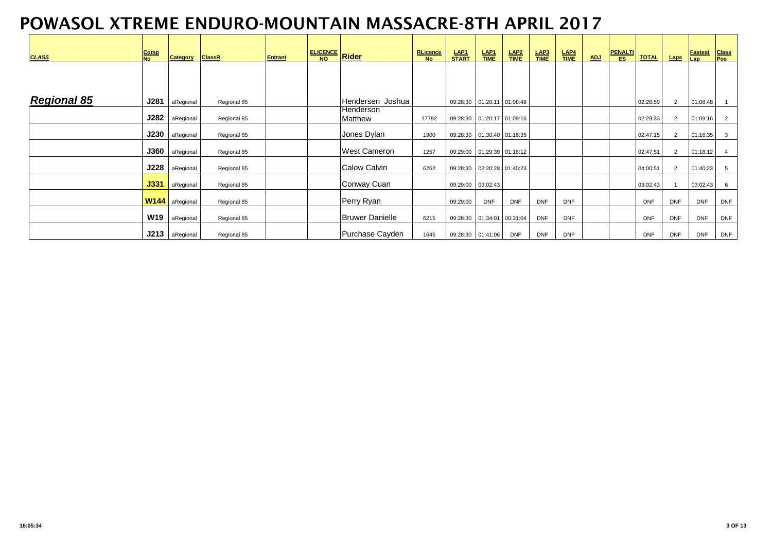# POWASOL XTREME ENDURO-MOUNTAIN MASSACRE-8TH APRIL 2017

| CLASS | Comp No | Category | ClassR | Entrant | ELICENCE NO | Rider | RLicence No | LAP1 START | LAP1 TIME | LAP2 TIME | LAP3 TIME | LAP4 TIME | ADJ | PENALTIES | TOTAL | Laps | Fastest Lap | Class Pos |
|---|---|---|---|---|---|---|---|---|---|---|---|---|---|---|---|---|---|---|
| ***Regional 85*** | **J281** | aRegional | Regional 85 | | | Hendersen Joshua | | 09:28:30 | 01:20:11 | 01:08:48 | | | | | 02:28:59 | 2 | 01:08:48 | 1 |
| | **J282** | aRegional | Regional 85 | | | Henderson Matthew | 17792 | 09:28:30 | 01:20:17 | 01:09:16 | | | | | 02:29:33 | 2 | 01:09:16 | 2 |
| | **J230** | aRegional | Regional 85 | | | Jones Dylan | 1900 | 09:28:30 | 01:30:40 | 01:16:35 | | | | | 02:47:15 | 2 | 01:16:35 | 3 |
| | **J360** | aRegional | Regional 85 | | | West Cameron | 1257 | 09:29:00 | 01:29:39 | 01:18:12 | | | | | 02:47:51 | 2 | 01:18:12 | 4 |
| | **J228** | aRegional | Regional 85 | | | Calow Calvin | 6262 | 09:28:30 | 02:20:28 | 01:40:23 | | | | | 04:00:51 | 2 | 01:40:23 | 5 |
| | **J331** | aRegional | Regional 85 | | | Conway Cuan | | 09:29:00 | 03:02:43 | | | | | | 03:02:43 | 1 | 03:02:43 | 6 |
| | **W144** | aRegional | Regional 85 | | | Perry Ryan | | 09:29:00 | DNF | DNF | DNF | DNF | | | DNF | DNF | DNF | DNF |
| | **W19** | aRegional | Regional 85 | | | Bruwer Danielle | 6215 | 09:28:30 | 01:34:01 | 00:31:04 | DNF | DNF | | | DNF | DNF | DNF | DNF |
| | **J213** | aRegional | Regional 85 | | | Purchase Cayden | 1645 | 09:28:30 | 01:41:06 | DNF | DNF | DNF | | | DNF | DNF | DNF | DNF |

16:05:34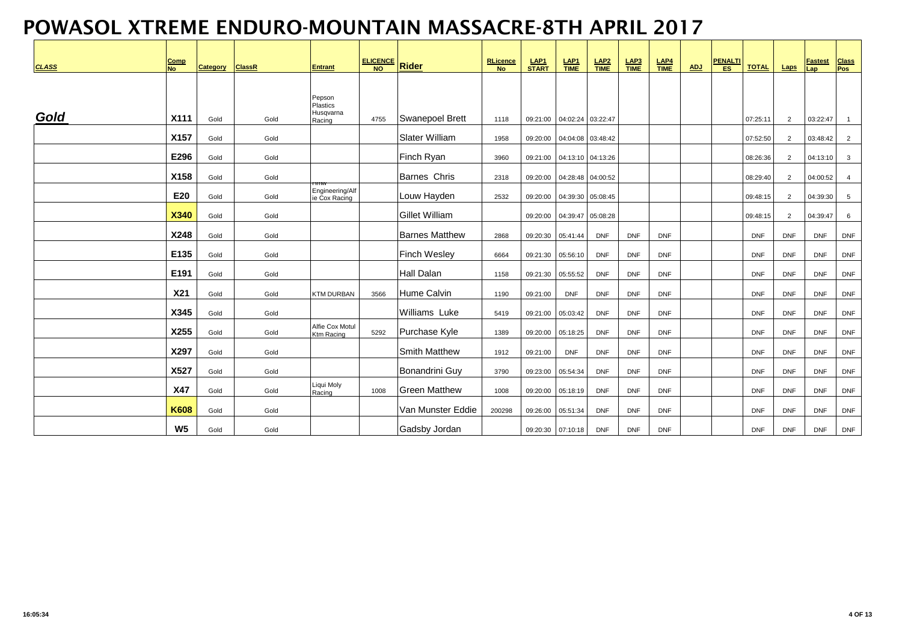# POWASOL XTREME ENDURO-MOUNTAIN MASSACRE-8TH APRIL 2017

| CLASS | Comp No | Category | ClassR | Entrant | ELICENCE NO | Rider | RLicence No | LAP1 START | LAP1 TIME | LAP2 TIME | LAP3 TIME | LAP4 TIME | ADJ | PENALTIES | TOTAL | Laps | Fastest Lap | Class Pos |
|---|---|---|---|---|---|---|---|---|---|---|---|---|---|---|---|---|---|---|
| ***Gold*** | **X111** | Gold | Gold | Pepson Plastics Husqvarna Racing | 4755 | Swanepoel Brett | 1118 | 09:21:00 | 04:02:24 | 03:22:47 | | | | | 07:25:11 | 2 | 03:22:47 | 1 |
| | **X157** | Gold | Gold | | | Slater William | 1958 | 09:20:00 | 04:04:08 | 03:48:42 | | | | | 07:52:50 | 2 | 03:48:42 | 2 |
| | **E296** | Gold | Gold | | | Finch Ryan | 3960 | 09:21:00 | 04:13:10 | 04:13:26 | | | | | 08:26:36 | 2 | 04:13:10 | 3 |
| | **X158** | Gold | Gold | | | Barnes Chris | 2318 | 09:20:00 | 04:28:48 | 04:00:52 | | | | | 08:29:40 | 2 | 04:00:52 | 4 |
| | **E20** | Gold | Gold | HMW Engineering/Alfie Cox Racing | | Louw Hayden | 2532 | 09:20:00 | 04:39:30 | 05:08:45 | | | | | 09:48:15 | 2 | 04:39:30 | 5 |
| | **X340** | Gold | Gold | | | Gillet William | | 09:20:00 | 04:39:47 | 05:08:28 | | | | | 09:48:15 | 2 | 04:39:47 | 6 |
| | **X248** | Gold | Gold | | | Barnes Matthew | 2868 | 09:20:30 | 05:41:44 | DNF | DNF | DNF | | | DNF | DNF | DNF | DNF |
| | **E135** | Gold | Gold | | | Finch Wesley | 6664 | 09:21:30 | 05:56:10 | DNF | DNF | DNF | | | DNF | DNF | DNF | DNF |
| | **E191** | Gold | Gold | | | Hall Dalan | 1158 | 09:21:30 | 05:55:52 | DNF | DNF | DNF | | | DNF | DNF | DNF | DNF |
| | **X21** | Gold | Gold | KTM DURBAN | 3566 | Hume Calvin | 1190 | 09:21:00 | DNF | DNF | DNF | DNF | | | DNF | DNF | DNF | DNF |
| | **X345** | Gold | Gold | | | Williams Luke | 5419 | 09:21:00 | 05:03:42 | DNF | DNF | DNF | | | DNF | DNF | DNF | DNF |
| | **X255** | Gold | Gold | Alfie Cox Motul Ktm Racing | 5292 | Purchase Kyle | 1389 | 09:20:00 | 05:18:25 | DNF | DNF | DNF | | | DNF | DNF | DNF | DNF |
| | **X297** | Gold | Gold | | | Smith Matthew | 1912 | 09:21:00 | DNF | DNF | DNF | DNF | | | DNF | DNF | DNF | DNF |
| | **X527** | Gold | Gold | | | Bonandrini Guy | 3790 | 09:23:00 | 05:54:34 | DNF | DNF | DNF | | | DNF | DNF | DNF | DNF |
| | **X47** | Gold | Gold | Liqui Moly Racing | 1008 | Green Matthew | 1008 | 09:20:00 | 05:18:19 | DNF | DNF | DNF | | | DNF | DNF | DNF | DNF |
| | **K608** | Gold | Gold | | | Van Munster Eddie | 200298 | 09:26:00 | 05:51:34 | DNF | DNF | DNF | | | DNF | DNF | DNF | DNF |
| | **W5** | Gold | Gold | | | Gadsby Jordan | | 09:20:30 | 07:10:18 | DNF | DNF | DNF | | | DNF | DNF | DNF | DNF |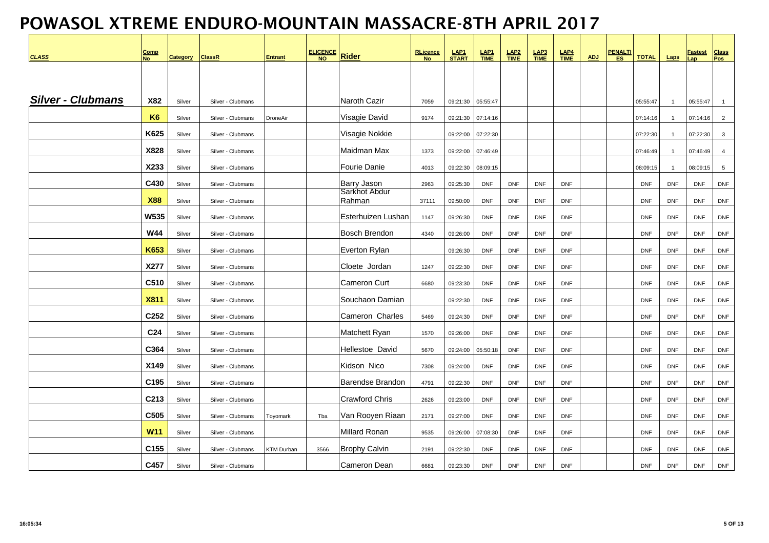# POWASOL XTREME ENDURO-MOUNTAIN MASSACRE-8TH APRIL 2017

| CLASS | Comp No | Category | ClassR | Entrant | ELICENCE NO | Rider | RLicence No | LAP1 START | LAP1 TIME | LAP2 TIME | LAP3 TIME | LAP4 TIME | ADJ | PENALTIES | TOTAL | Laps | Fastest Lap | Class Pos |
|---|---|---|---|---|---|---|---|---|---|---|---|---|---|---|---|---|---|---|
| ***Silver - Clubmans*** | X82 | Silver | Silver - Clubmans | | | Naroth Cazir | 7059 | 09:21:30 | 05:55:47 | | | | | | 05:55:47 | 1 | 05:55:47 | 1 |
| | K6 | Silver | Silver - Clubmans | DroneAir | | Visagie David | 9174 | 09:21:30 | 07:14:16 | | | | | | 07:14:16 | 1 | 07:14:16 | 2 |
| | K625 | Silver | Silver - Clubmans | | | Visagie Nokkie | | 09:22:00 | 07:22:30 | | | | | | 07:22:30 | 1 | 07:22:30 | 3 |
| | X828 | Silver | Silver - Clubmans | | | Maidman Max | 1373 | 09:22:00 | 07:46:49 | | | | | | 07:46:49 | 1 | 07:46:49 | 4 |
| | X233 | Silver | Silver - Clubmans | | | Fourie Danie | 4013 | 09:22:30 | 08:09:15 | | | | | | 08:09:15 | 1 | 08:09:15 | 5 |
| | C430 | Silver | Silver - Clubmans | | | Barry Jason | 2963 | 09:25:30 | DNF | DNF | DNF | DNF | | | DNF | DNF | DNF | DNF |
| | X88 | Silver | Silver - Clubmans | | | Sarkhot Abdur Rahman | 37111 | 09:50:00 | DNF | DNF | DNF | DNF | | | DNF | DNF | DNF | DNF |
| | W535 | Silver | Silver - Clubmans | | | Esterhuizen Lushan | 1147 | 09:26:30 | DNF | DNF | DNF | DNF | | | DNF | DNF | DNF | DNF |
| | W44 | Silver | Silver - Clubmans | | | Bosch Brendon | 4340 | 09:26:00 | DNF | DNF | DNF | DNF | | | DNF | DNF | DNF | DNF |
| | K653 | Silver | Silver - Clubmans | | | Everton Rylan | | 09:26:30 | DNF | DNF | DNF | DNF | | | DNF | DNF | DNF | DNF |
| | X277 | Silver | Silver - Clubmans | | | Cloete Jordan | 1247 | 09:22:30 | DNF | DNF | DNF | DNF | | | DNF | DNF | DNF | DNF |
| | C510 | Silver | Silver - Clubmans | | | Cameron Curt | 6680 | 09:23:30 | DNF | DNF | DNF | DNF | | | DNF | DNF | DNF | DNF |
| | X811 | Silver | Silver - Clubmans | | | Souchaon Damian | | 09:22:30 | DNF | DNF | DNF | DNF | | | DNF | DNF | DNF | DNF |
| | C252 | Silver | Silver - Clubmans | | | Cameron Charles | 5469 | 09:24:30 | DNF | DNF | DNF | DNF | | | DNF | DNF | DNF | DNF |
| | C24 | Silver | Silver - Clubmans | | | Matchett Ryan | 1570 | 09:26:00 | DNF | DNF | DNF | DNF | | | DNF | DNF | DNF | DNF |
| | C364 | Silver | Silver - Clubmans | | | Hellestoe David | 5670 | 09:24:00 | 05:50:18 | DNF | DNF | DNF | | | DNF | DNF | DNF | DNF |
| | X149 | Silver | Silver - Clubmans | | | Kidson Nico | 7308 | 09:24:00 | DNF | DNF | DNF | DNF | | | DNF | DNF | DNF | DNF |
| | C195 | Silver | Silver - Clubmans | | | Barendse Brandon | 4791 | 09:22:30 | DNF | DNF | DNF | DNF | | | DNF | DNF | DNF | DNF |
| | C213 | Silver | Silver - Clubmans | | | Crawford Chris | 2626 | 09:23:00 | DNF | DNF | DNF | DNF | | | DNF | DNF | DNF | DNF |
| | C505 | Silver | Silver - Clubmans | Toyomark | Tba | Van Rooyen Riaan | 2171 | 09:27:00 | DNF | DNF | DNF | DNF | | | DNF | DNF | DNF | DNF |
| | W11 | Silver | Silver - Clubmans | | | Millard Ronan | 9535 | 09:26:00 | 07:08:30 | DNF | DNF | DNF | | | DNF | DNF | DNF | DNF |
| | C155 | Silver | Silver - Clubmans | KTM Durban | 3566 | Brophy Calvin | 2191 | 09:22:30 | DNF | DNF | DNF | DNF | | | DNF | DNF | DNF | DNF |
| | C457 | Silver | Silver - Clubmans | | | Cameron Dean | 6681 | 09:23:30 | DNF | DNF | DNF | DNF | | | DNF | DNF | DNF | DNF |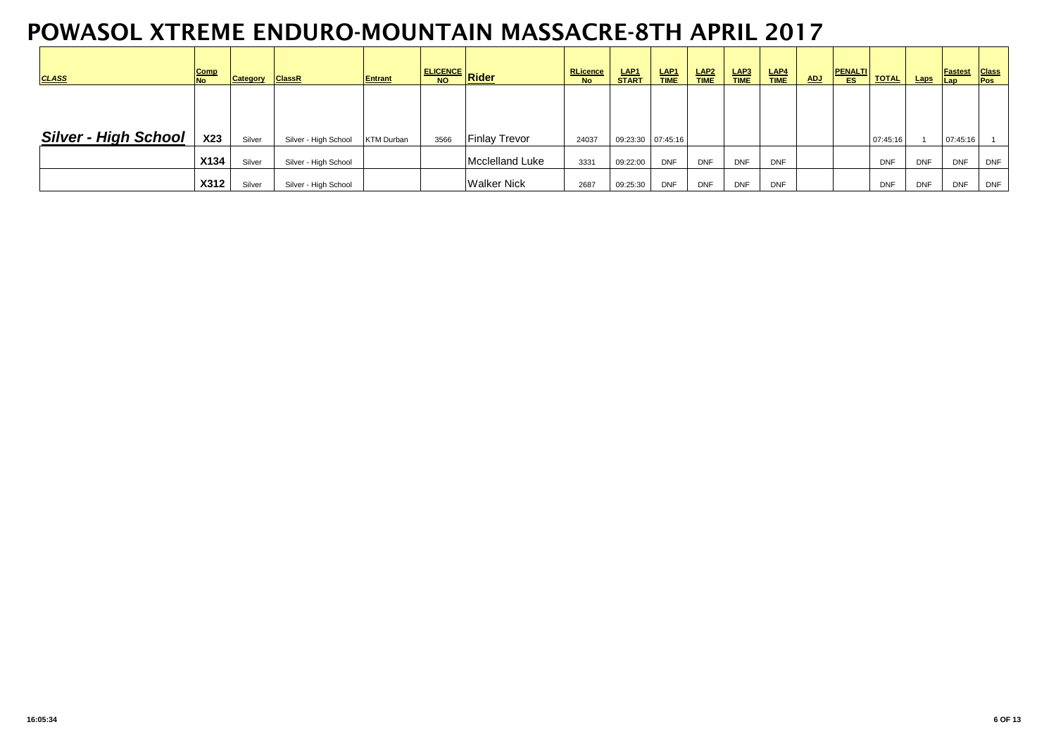# POWASOL XTREME ENDURO-MOUNTAIN MASSACRE-8TH APRIL 2017

| CLASS | Comp No | Category | ClassR | Entrant | ELICENCE NO | Rider | RLicence No | LAP1 START | LAP1 TIME | LAP2 TIME | LAP3 TIME | LAP4 TIME | ADJ | PENALTIES | TOTAL | Laps | Fastest Lap | Class Pos |
|---|---|---|---|---|---|---|---|---|---|---|---|---|---|---|---|---|---|---|
| **Silver - High School** | X23 | Silver | Silver - High School | KTM Durban | 3566 | Finlay Trevor | 24037 | 09:23:30 | 07:45:16 | | | | | | 07:45:16 | 1 | 07:45:16 | 1 |
| | X134 | Silver | Silver - High School | | | Mcclelland Luke | 3331 | 09:22:00 | DNF | DNF | DNF | DNF | | | DNF | DNF | DNF | DNF |
| | X312 | Silver | Silver - High School | | | Walker Nick | 2687 | 09:25:30 | DNF | DNF | DNF | DNF | | | DNF | DNF | DNF | DNF |

16:05:34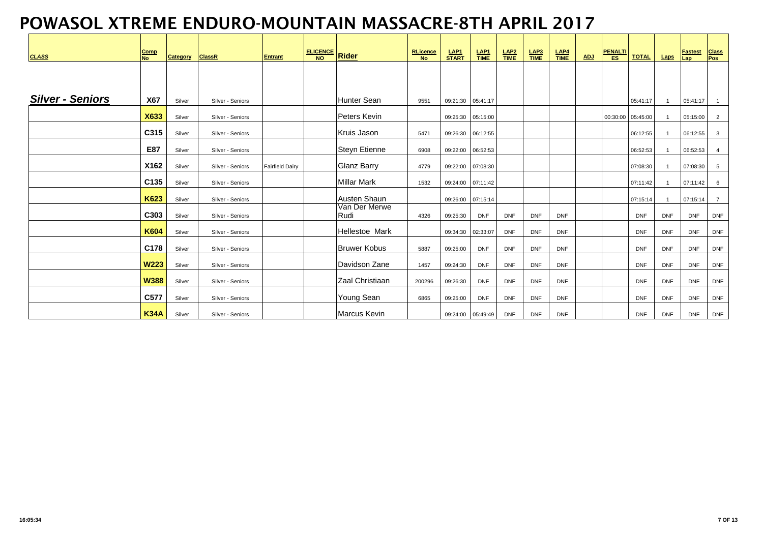# POWASOL XTREME ENDURO-MOUNTAIN MASSACRE-8TH APRIL 2017

| CLASS | Comp No | Category | ClassR | Entrant | ELICENCE NO | Rider | RLicence No | LAP1 START | LAP1 TIME | LAP2 TIME | LAP3 TIME | LAP4 TIME | ADJ | PENALTIES | TOTAL | Laps | Fastest Lap | Class Pos |
|---|---|---|---|---|---|---|---|---|---|---|---|---|---|---|---|---|---|---|
| ***Silver - Seniors*** | X67 | Silver | Silver - Seniors | | | Hunter Sean | 9551 | 09:21:30 | 05:41:17 | | | | | | 05:41:17 | 1 | 05:41:17 | 1 |
| | X633 | Silver | Silver - Seniors | | | Peters Kevin | | 09:25:30 | 05:15:00 | | | | | 00:30:00 | 05:45:00 | 1 | 05:15:00 | 2 |
| | C315 | Silver | Silver - Seniors | | | Kruis Jason | 5471 | 09:26:30 | 06:12:55 | | | | | | 06:12:55 | 1 | 06:12:55 | 3 |
| | E87 | Silver | Silver - Seniors | | | Steyn Etienne | 6908 | 09:22:00 | 06:52:53 | | | | | | 06:52:53 | 1 | 06:52:53 | 4 |
| | X162 | Silver | Silver - Seniors | Fairfield Dairy | | Glanz Barry | 4779 | 09:22:00 | 07:08:30 | | | | | | 07:08:30 | 1 | 07:08:30 | 5 |
| | C135 | Silver | Silver - Seniors | | | Millar Mark | 1532 | 09:24:00 | 07:11:42 | | | | | | 07:11:42 | 1 | 07:11:42 | 6 |
| | K623 | Silver | Silver - Seniors | | | Austen Shaun | | 09:26:00 | 07:15:14 | | | | | | 07:15:14 | 1 | 07:15:14 | 7 |
| | C303 | Silver | Silver - Seniors | | | Van Der Merwe Rudi | 4326 | 09:25:30 | DNF | DNF | DNF | DNF | | | DNF | DNF | DNF | DNF |
| | K604 | Silver | Silver - Seniors | | | Hellestoe Mark | | 09:34:30 | 02:33:07 | DNF | DNF | DNF | | | DNF | DNF | DNF | DNF |
| | C178 | Silver | Silver - Seniors | | | Bruwer Kobus | 5887 | 09:25:00 | DNF | DNF | DNF | DNF | | | DNF | DNF | DNF | DNF |
| | W223 | Silver | Silver - Seniors | | | Davidson Zane | 1457 | 09:24:30 | DNF | DNF | DNF | DNF | | | DNF | DNF | DNF | DNF |
| | W388 | Silver | Silver - Seniors | | | Zaal Christiaan | 200296 | 09:26:30 | DNF | DNF | DNF | DNF | | | DNF | DNF | DNF | DNF |
| | C577 | Silver | Silver - Seniors | | | Young Sean | 6865 | 09:25:00 | DNF | DNF | DNF | DNF | | | DNF | DNF | DNF | DNF |
| | K34A | Silver | Silver - Seniors | | | Marcus Kevin | | 09:24:00 | 05:49:49 | DNF | DNF | DNF | | | DNF | DNF | DNF | DNF |

16:05:34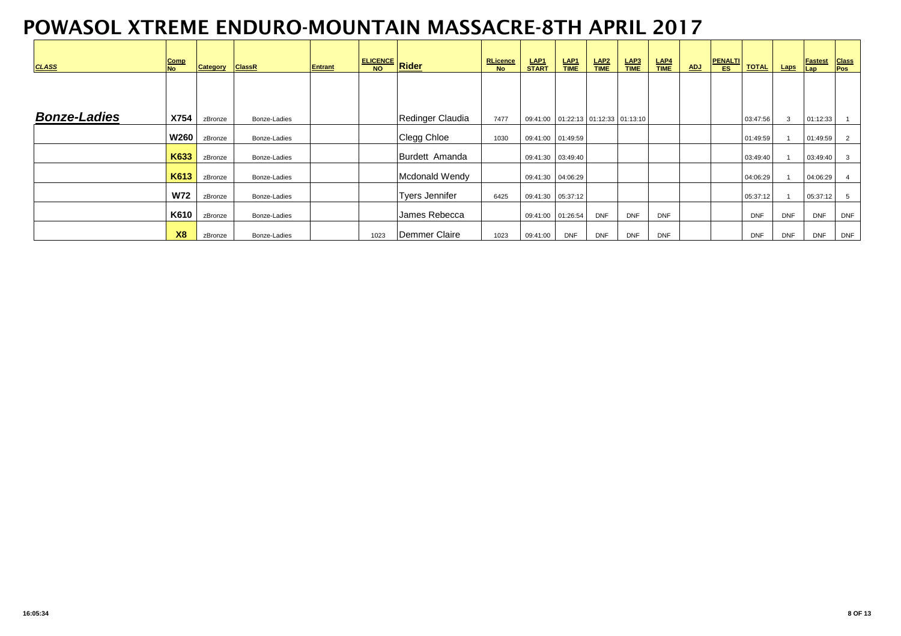# POWASOL XTREME ENDURO-MOUNTAIN MASSACRE-8TH APRIL 2017

| CLASS | Comp No | Category | ClassR | Entrant | ELICENCE NO | Rider | RLicence No | LAP1 START | LAP1 TIME | LAP2 TIME | LAP3 TIME | LAP4 TIME | ADJ | PENALTIES | TOTAL | Laps | Fastest Lap | Class Pos |
|---|---|---|---|---|---|---|---|---|---|---|---|---|---|---|---|---|---|---|
| **Bonze-Ladies** | **X754** | zBronze | Bonze-Ladies | | | Redinger Claudia | 7477 | 09:41:00 | 01:22:13 | 01:12:33 | 01:13:10 | | | | 03:47:56 | 3 | 01:12:33 | 1 |
| | **W260** | zBronze | Bonze-Ladies | | | Clegg Chloe | 1030 | 09:41:00 | 01:49:59 | | | | | | 01:49:59 | 1 | 01:49:59 | 2 |
| | **K633** | zBronze | Bonze-Ladies | | | Burdett Amanda | | 09:41:30 | 03:49:40 | | | | | | 03:49:40 | 1 | 03:49:40 | 3 |
| | **K613** | zBronze | Bonze-Ladies | | | Mcdonald Wendy | | 09:41:30 | 04:06:29 | | | | | | 04:06:29 | 1 | 04:06:29 | 4 |
| | **W72** | zBronze | Bonze-Ladies | | | Tyers Jennifer | 6425 | 09:41:30 | 05:37:12 | | | | | | 05:37:12 | 1 | 05:37:12 | 5 |
| | **K610** | zBronze | Bonze-Ladies | | | James Rebecca | | 09:41:00 | 01:26:54 | DNF | DNF | DNF | | | DNF | DNF | DNF | DNF |
| | **X8** | zBronze | Bonze-Ladies | | 1023 | Demmer Claire | 1023 | 09:41:00 | DNF | DNF | DNF | DNF | | | DNF | DNF | DNF | DNF |

16:05:34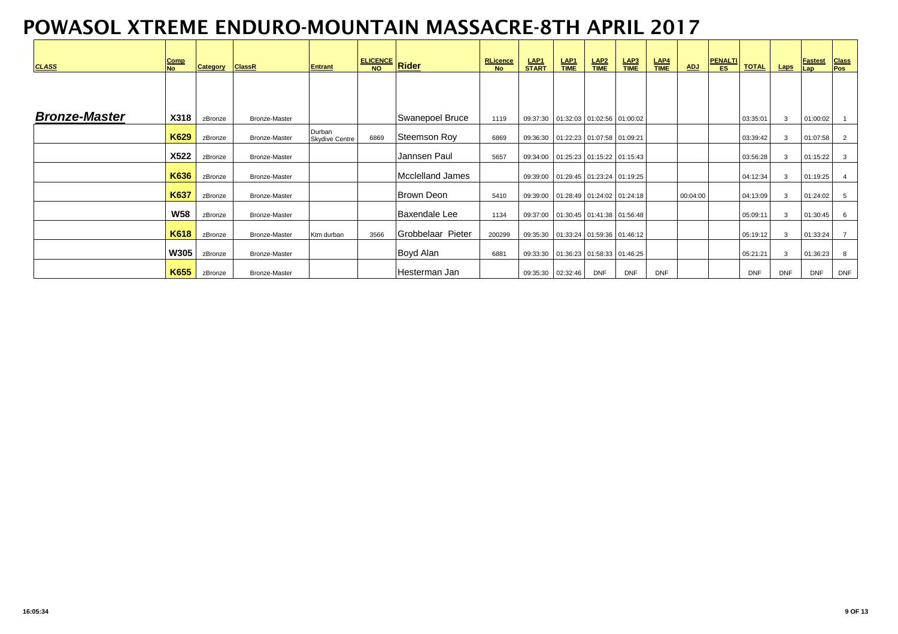# POWASOL XTREME ENDURO-MOUNTAIN MASSACRE-8TH APRIL 2017

| CLASS | Comp No | Category | ClassR | Entrant | ELICENCE NO | Rider | RLicence No | LAP1 START | LAP1 TIME | LAP2 TIME | LAP3 TIME | LAP4 TIME | ADJ | PENALTIES | TOTAL | Laps | Fastest Lap | Class Pos |
|---|---|---|---|---|---|---|---|---|---|---|---|---|---|---|---|---|---|---|
| ***Bronze-Master*** | X318 | zBronze | Bronze-Master | | | Swanepoel Bruce | 1119 | 09:37:30 | 01:32:03 | 01:02:56 | 01:00:02 | | | | 03:35:01 | 3 | 01:00:02 | 1 |
| | K629 | zBronze | Bronze-Master | Durban Skydive Centre | 6869 | Steemson Roy | 6869 | 09:36:30 | 01:22:23 | 01:07:58 | 01:09:21 | | | | 03:39:42 | 3 | 01:07:58 | 2 |
| | X522 | zBronze | Bronze-Master | | | Jannsen Paul | 5657 | 09:34:00 | 01:25:23 | 01:15:22 | 01:15:43 | | | | 03:56:28 | 3 | 01:15:22 | 3 |
| | K636 | zBronze | Bronze-Master | | | Mcclelland James | | 09:39:00 | 01:29:45 | 01:23:24 | 01:19:25 | | | | 04:12:34 | 3 | 01:19:25 | 4 |
| | K637 | zBronze | Bronze-Master | | | Brown Deon | 5410 | 09:39:00 | 01:28:49 | 01:24:02 | 01:24:18 | | 00:04:00 | | 04:13:09 | 3 | 01:24:02 | 5 |
| | W58 | zBronze | Bronze-Master | | | Baxendale Lee | 1134 | 09:37:00 | 01:30:45 | 01:41:38 | 01:56:48 | | | | 05:09:11 | 3 | 01:30:45 | 6 |
| | K618 | zBronze | Bronze-Master | Ktm durban | 3566 | Grobbelaar Pieter | 200299 | 09:35:30 | 01:33:24 | 01:59:36 | 01:46:12 | | | | 05:19:12 | 3 | 01:33:24 | 7 |
| | W305 | zBronze | Bronze-Master | | | Boyd Alan | 6881 | 09:33:30 | 01:36:23 | 01:58:33 | 01:46:25 | | | | 05:21:21 | 3 | 01:36:23 | 8 |
| | K655 | zBronze | Bronze-Master | | | Hesterman Jan | | 09:35:30 | 02:32:46 | DNF | DNF | DNF | | | DNF | DNF | DNF | DNF |

16:05:34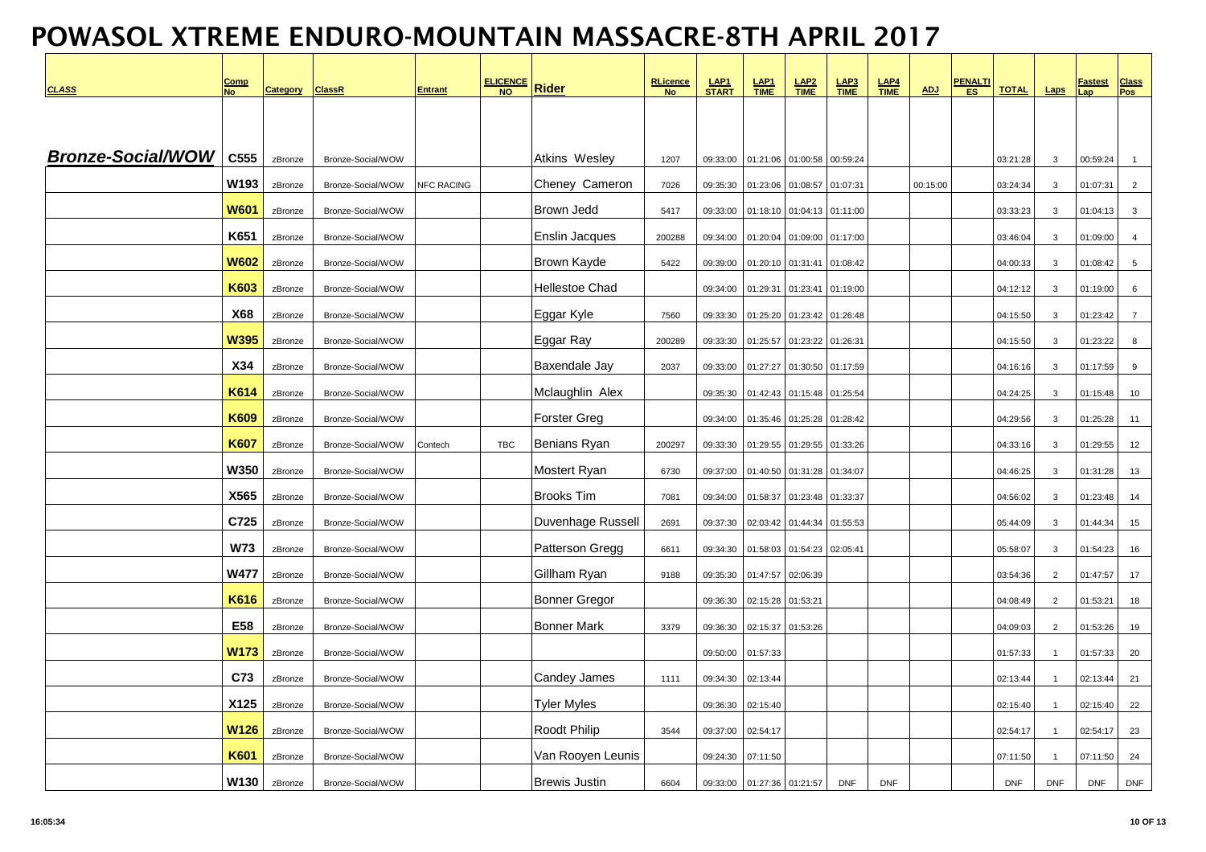# POWASOL XTREME ENDURO-MOUNTAIN MASSACRE-8TH APRIL 2017

| CLASS | Comp No | Category | ClassR | Entrant | ELICENCE NO | Rider | RLicence No | LAP1 START | LAP1 TIME | LAP2 TIME | LAP3 TIME | LAP4 TIME | ADJ | PENALTIES | TOTAL | Laps | Fastest Lap | Class Pos |
|---|---|---|---|---|---|---|---|---|---|---|---|---|---|---|---|---|---|---|
| ***Bronze-Social/WOW*** | C555 | zBronze | Bronze-Social/WOW | | | Atkins Wesley | 1207 | 09:33:00 | 01:21:06 | 01:00:58 | 00:59:24 | | | | 03:21:28 | 3 | 00:59:24 | 1 |
| | W193 | zBronze | Bronze-Social/WOW | NFC RACING | | Cheney Cameron | 7026 | 09:35:30 | 01:23:06 | 01:08:57 | 01:07:31 | | 00:15:00 | | 03:24:34 | 3 | 01:07:31 | 2 |
| | W601 | zBronze | Bronze-Social/WOW | | | Brown Jedd | 5417 | 09:33:00 | 01:18:10 | 01:04:13 | 01:11:00 | | | | 03:33:23 | 3 | 01:04:13 | 3 |
| | K651 | zBronze | Bronze-Social/WOW | | | Enslin Jacques | 200288 | 09:34:00 | 01:20:04 | 01:09:00 | 01:17:00 | | | | 03:46:04 | 3 | 01:09:00 | 4 |
| | W602 | zBronze | Bronze-Social/WOW | | | Brown Kayde | 5422 | 09:39:00 | 01:20:10 | 01:31:41 | 01:08:42 | | | | 04:00:33 | 3 | 01:08:42 | 5 |
| | K603 | zBronze | Bronze-Social/WOW | | | Hellestoe Chad | | 09:34:00 | 01:29:31 | 01:23:41 | 01:19:00 | | | | 04:12:12 | 3 | 01:19:00 | 6 |
| | X68 | zBronze | Bronze-Social/WOW | | | Eggar Kyle | 7560 | 09:33:30 | 01:25:20 | 01:23:42 | 01:26:48 | | | | 04:15:50 | 3 | 01:23:42 | 7 |
| | W395 | zBronze | Bronze-Social/WOW | | | Eggar Ray | 200289 | 09:33:30 | 01:25:57 | 01:23:22 | 01:26:31 | | | | 04:15:50 | 3 | 01:23:22 | 8 |
| | X34 | zBronze | Bronze-Social/WOW | | | Baxendale Jay | 2037 | 09:33:00 | 01:27:27 | 01:30:50 | 01:17:59 | | | | 04:16:16 | 3 | 01:17:59 | 9 |
| | K614 | zBronze | Bronze-Social/WOW | | | Mclaughlin Alex | | 09:35:30 | 01:42:43 | 01:15:48 | 01:25:54 | | | | 04:24:25 | 3 | 01:15:48 | 10 |
| | K609 | zBronze | Bronze-Social/WOW | | | Forster Greg | | 09:34:00 | 01:35:46 | 01:25:28 | 01:28:42 | | | | 04:29:56 | 3 | 01:25:28 | 11 |
| | K607 | zBronze | Bronze-Social/WOW | Contech | TBC | Benians Ryan | 200297 | 09:33:30 | 01:29:55 | 01:29:55 | 01:33:26 | | | | 04:33:16 | 3 | 01:29:55 | 12 |
| | W350 | zBronze | Bronze-Social/WOW | | | Mostert Ryan | 6730 | 09:37:00 | 01:40:50 | 01:31:28 | 01:34:07 | | | | 04:46:25 | 3 | 01:31:28 | 13 |
| | X565 | zBronze | Bronze-Social/WOW | | | Brooks Tim | 7081 | 09:34:00 | 01:58:37 | 01:23:48 | 01:33:37 | | | | 04:56:02 | 3 | 01:23:48 | 14 |
| | C725 | zBronze | Bronze-Social/WOW | | | Duvenhage Russell | 2691 | 09:37:30 | 02:03:42 | 01:44:34 | 01:55:53 | | | | 05:44:09 | 3 | 01:44:34 | 15 |
| | W73 | zBronze | Bronze-Social/WOW | | | Patterson Gregg | 6611 | 09:34:30 | 01:58:03 | 01:54:23 | 02:05:41 | | | | 05:58:07 | 3 | 01:54:23 | 16 |
| | W477 | zBronze | Bronze-Social/WOW | | | Gillham Ryan | 9188 | 09:35:30 | 01:47:57 | 02:06:39 | | | | | 03:54:36 | 2 | 01:47:57 | 17 |
| | K616 | zBronze | Bronze-Social/WOW | | | Bonner Gregor | | 09:36:30 | 02:15:28 | 01:53:21 | | | | | 04:08:49 | 2 | 01:53:21 | 18 |
| | E58 | zBronze | Bronze-Social/WOW | | | Bonner Mark | 3379 | 09:36:30 | 02:15:37 | 01:53:26 | | | | | 04:09:03 | 2 | 01:53:26 | 19 |
| | W173 | zBronze | Bronze-Social/WOW | | | | | 09:50:00 | 01:57:33 | | | | | | 01:57:33 | 1 | 01:57:33 | 20 |
| | C73 | zBronze | Bronze-Social/WOW | | | Candey James | 1111 | 09:34:30 | 02:13:44 | | | | | | 02:13:44 | 1 | 02:13:44 | 21 |
| | X125 | zBronze | Bronze-Social/WOW | | | Tyler Myles | | 09:36:30 | 02:15:40 | | | | | | 02:15:40 | 1 | 02:15:40 | 22 |
| | W126 | zBronze | Bronze-Social/WOW | | | Roodt Philip | 3544 | 09:37:00 | 02:54:17 | | | | | | 02:54:17 | 1 | 02:54:17 | 23 |
| | K601 | zBronze | Bronze-Social/WOW | | | Van Rooyen Leunis | | 09:24:30 | 07:11:50 | | | | | | 07:11:50 | 1 | 07:11:50 | 24 |
| | W130 | zBronze | Bronze-Social/WOW | | | Brewis Justin | 6604 | 09:33:00 | 01:27:36 | 01:21:57 | DNF | DNF | | | DNF | DNF | DNF | DNF |

16:05:34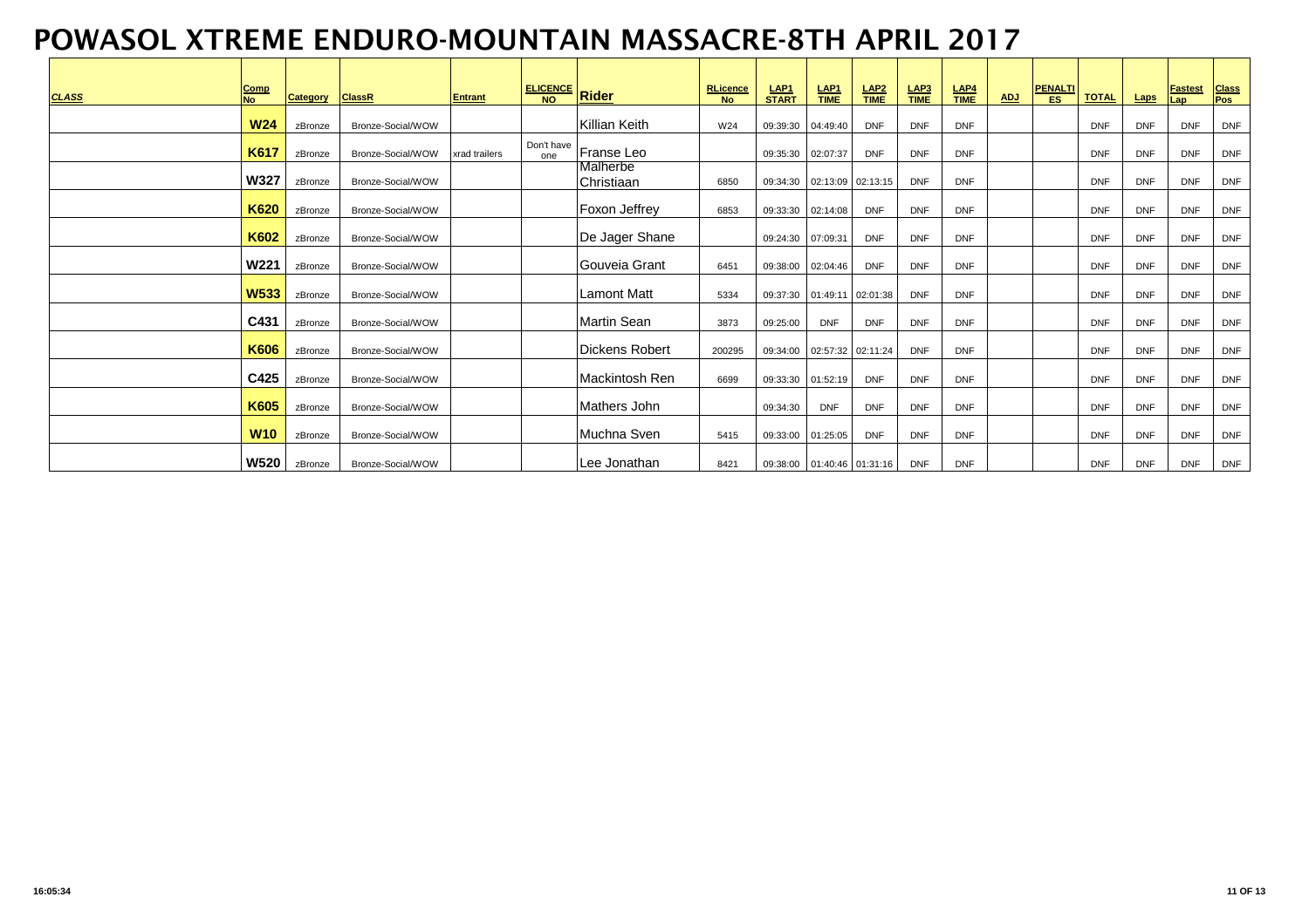# POWASOL XTREME ENDURO-MOUNTAIN MASSACRE-8TH APRIL 2017

| CLASS | Comp No | Category | ClassR | Entrant | ELICENCE NO | Rider | RLicence No | LAP1 START | LAP1 TIME | LAP2 TIME | LAP3 TIME | LAP4 TIME | ADJ | PENALTIES | TOTAL | Laps | Fastest Lap | Class Pos |
|---|---|---|---|---|---|---|---|---|---|---|---|---|---|---|---|---|---|---|
| | W24 | zBronze | Bronze-Social/WOW | | | Killian Keith | W24 | 09:39:30 | 04:49:40 | DNF | DNF | DNF | | | DNF | DNF | DNF | DNF |
| | K617 | zBronze | Bronze-Social/WOW | xrad trailers | Don't have one | Franse Leo | | 09:35:30 | 02:07:37 | DNF | DNF | DNF | | | DNF | DNF | DNF | DNF |
| | W327 | zBronze | Bronze-Social/WOW | | | Malherbe Christiaan | 6850 | 09:34:30 | 02:13:09 | 02:13:15 | DNF | DNF | | | DNF | DNF | DNF | DNF |
| | K620 | zBronze | Bronze-Social/WOW | | | Foxon Jeffrey | 6853 | 09:33:30 | 02:14:08 | DNF | DNF | DNF | | | DNF | DNF | DNF | DNF |
| | K602 | zBronze | Bronze-Social/WOW | | | De Jager Shane | | 09:24:30 | 07:09:31 | DNF | DNF | DNF | | | DNF | DNF | DNF | DNF |
| | W221 | zBronze | Bronze-Social/WOW | | | Gouveia Grant | 6451 | 09:38:00 | 02:04:46 | DNF | DNF | DNF | | | DNF | DNF | DNF | DNF |
| | W533 | zBronze | Bronze-Social/WOW | | | Lamont Matt | 5334 | 09:37:30 | 01:49:11 | 02:01:38 | DNF | DNF | | | DNF | DNF | DNF | DNF |
| | C431 | zBronze | Bronze-Social/WOW | | | Martin Sean | 3873 | 09:25:00 | DNF | DNF | DNF | DNF | | | DNF | DNF | DNF | DNF |
| | K606 | zBronze | Bronze-Social/WOW | | | Dickens Robert | 200295 | 09:34:00 | 02:57:32 | 02:11:24 | DNF | DNF | | | DNF | DNF | DNF | DNF |
| | C425 | zBronze | Bronze-Social/WOW | | | Mackintosh Ren | 6699 | 09:33:30 | 01:52:19 | DNF | DNF | DNF | | | DNF | DNF | DNF | DNF |
| | K605 | zBronze | Bronze-Social/WOW | | | Mathers John | | 09:34:30 | DNF | DNF | DNF | DNF | | | DNF | DNF | DNF | DNF |
| | W10 | zBronze | Bronze-Social/WOW | | | Muchna Sven | 5415 | 09:33:00 | 01:25:05 | DNF | DNF | DNF | | | DNF | DNF | DNF | DNF |
| | W520 | zBronze | Bronze-Social/WOW | | | Lee Jonathan | 8421 | 09:38:00 | 01:40:46 | 01:31:16 | DNF | DNF | | | DNF | DNF | DNF | DNF |

16:05:34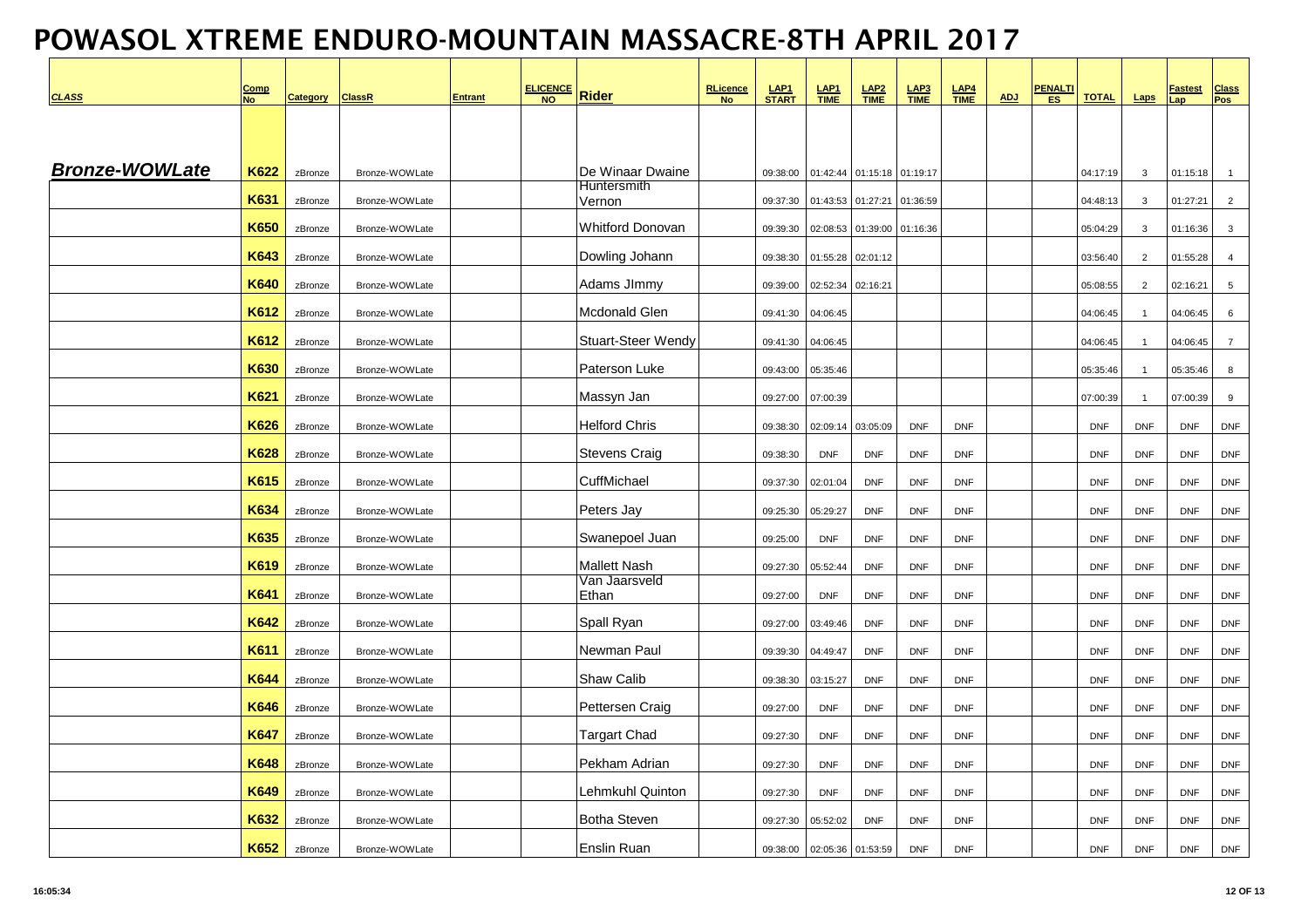# POWASOL XTREME ENDURO-MOUNTAIN MASSACRE-8TH APRIL 2017

| CLASS | Comp No | Category | ClassR | Entrant | ELICENCE NO | Rider | RLicence No | LAP1 START | LAP1 TIME | LAP2 TIME | LAP3 TIME | LAP4 TIME | ADJ | PENALTIES | TOTAL | Laps | Fastest Lap | Class Pos |
|---|---|---|---|---|---|---|---|---|---|---|---|---|---|---|---|---|---|---|
| ***Bronze-WOWLate*** | **K622** | zBronze | Bronze-WOWLate | | | De Winaar Dwaine | | 09:38:00 | 01:42:44 | 01:15:18 | 01:19:17 | | | | 04:17:19 | 3 | 01:15:18 | 1 |
| | **K631** | zBronze | Bronze-WOWLate | | | Huntersmith Vernon | | 09:37:30 | 01:43:53 | 01:27:21 | 01:36:59 | | | | 04:48:13 | 3 | 01:27:21 | 2 |
| | **K650** | zBronze | Bronze-WOWLate | | | Whitford Donovan | | 09:39:30 | 02:08:53 | 01:39:00 | 01:16:36 | | | | 05:04:29 | 3 | 01:16:36 | 3 |
| | **K643** | zBronze | Bronze-WOWLate | | | Dowling Johann | | 09:38:30 | 01:55:28 | 02:01:12 | | | | | 03:56:40 | 2 | 01:55:28 | 4 |
| | **K640** | zBronze | Bronze-WOWLate | | | Adams JImmy | | 09:39:00 | 02:52:34 | 02:16:21 | | | | | 05:08:55 | 2 | 02:16:21 | 5 |
| | **K612** | zBronze | Bronze-WOWLate | | | Mcdonald Glen | | 09:41:30 | 04:06:45 | | | | | | 04:06:45 | 1 | 04:06:45 | 6 |
| | **K612** | zBronze | Bronze-WOWLate | | | Stuart-Steer Wendy | | 09:41:30 | 04:06:45 | | | | | | 04:06:45 | 1 | 04:06:45 | 7 |
| | **K630** | zBronze | Bronze-WOWLate | | | Paterson Luke | | 09:43:00 | 05:35:46 | | | | | | 05:35:46 | 1 | 05:35:46 | 8 |
| | **K621** | zBronze | Bronze-WOWLate | | | Massyn Jan | | 09:27:00 | 07:00:39 | | | | | | 07:00:39 | 1 | 07:00:39 | 9 |
| | **K626** | zBronze | Bronze-WOWLate | | | Helford Chris | | 09:38:30 | 02:09:14 | 03:05:09 | DNF | DNF | | | DNF | DNF | DNF | DNF |
| | **K628** | zBronze | Bronze-WOWLate | | | Stevens Craig | | 09:38:30 | DNF | DNF | DNF | DNF | | | DNF | DNF | DNF | DNF |
| | **K615** | zBronze | Bronze-WOWLate | | | CuffMichael | | 09:37:30 | 02:01:04 | DNF | DNF | DNF | | | DNF | DNF | DNF | DNF |
| | **K634** | zBronze | Bronze-WOWLate | | | Peters Jay | | 09:25:30 | 05:29:27 | DNF | DNF | DNF | | | DNF | DNF | DNF | DNF |
| | **K635** | zBronze | Bronze-WOWLate | | | Swanepoel Juan | | 09:25:00 | DNF | DNF | DNF | DNF | | | DNF | DNF | DNF | DNF |
| | **K619** | zBronze | Bronze-WOWLate | | | Mallett Nash | | 09:27:30 | 05:52:44 | DNF | DNF | DNF | | | DNF | DNF | DNF | DNF |
| | **K641** | zBronze | Bronze-WOWLate | | | Van Jaarsveld Ethan | | 09:27:00 | DNF | DNF | DNF | DNF | | | DNF | DNF | DNF | DNF |
| | **K642** | zBronze | Bronze-WOWLate | | | Spall Ryan | | 09:27:00 | 03:49:46 | DNF | DNF | DNF | | | DNF | DNF | DNF | DNF |
| | **K611** | zBronze | Bronze-WOWLate | | | Newman Paul | | 09:39:30 | 04:49:47 | DNF | DNF | DNF | | | DNF | DNF | DNF | DNF |
| | **K644** | zBronze | Bronze-WOWLate | | | Shaw Calib | | 09:38:30 | 03:15:27 | DNF | DNF | DNF | | | DNF | DNF | DNF | DNF |
| | **K646** | zBronze | Bronze-WOWLate | | | Pettersen Craig | | 09:27:00 | DNF | DNF | DNF | DNF | | | DNF | DNF | DNF | DNF |
| | **K647** | zBronze | Bronze-WOWLate | | | Targart Chad | | 09:27:30 | DNF | DNF | DNF | DNF | | | DNF | DNF | DNF | DNF |
| | **K648** | zBronze | Bronze-WOWLate | | | Pekham Adrian | | 09:27:30 | DNF | DNF | DNF | DNF | | | DNF | DNF | DNF | DNF |
| | **K649** | zBronze | Bronze-WOWLate | | | Lehmkuhl Quinton | | 09:27:30 | DNF | DNF | DNF | DNF | | | DNF | DNF | DNF | DNF |
| | **K632** | zBronze | Bronze-WOWLate | | | Botha Steven | | 09:27:30 | 05:52:02 | DNF | DNF | DNF | | | DNF | DNF | DNF | DNF |
| | **K652** | zBronze | Bronze-WOWLate | | | Enslin Ruan | | 09:38:00 | 02:05:36 | 01:53:59 | DNF | DNF | | | DNF | DNF | DNF | DNF |

16:05:34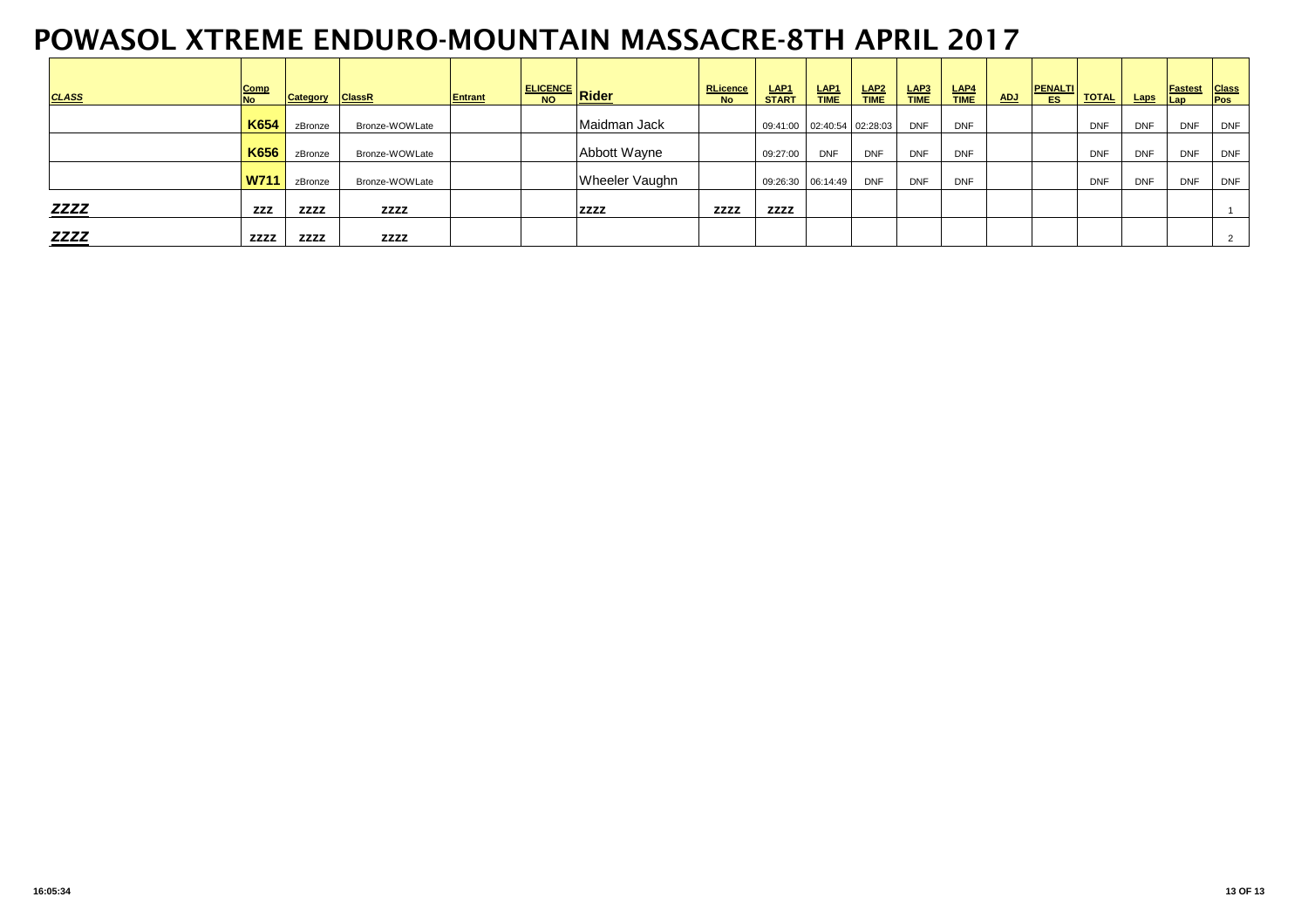# POWASOL XTREME ENDURO-MOUNTAIN MASSACRE-8TH APRIL 2017

| CLASS | Comp No | Category | ClassR | Entrant | ELICENCE NO | Rider | RLicence No | LAP1 START | LAP1 TIME | LAP2 TIME | LAP3 TIME | LAP4 TIME | ADJ | PENALTIES | TOTAL | Laps | Fastest Lap | Class Pos |
|---|---|---|---|---|---|---|---|---|---|---|---|---|---|---|---|---|---|---|
| | K654 | zBronze | Bronze-WOWLate | | | Maidman Jack | | 09:41:00 | 02:40:54 | 02:28:03 | DNF | DNF | | | DNF | DNF | DNF | DNF |
| | K656 | zBronze | Bronze-WOWLate | | | Abbott Wayne | | 09:27:00 | DNF | DNF | DNF | DNF | | | DNF | DNF | DNF | DNF |
| | W711 | zBronze | Bronze-WOWLate | | | Wheeler Vaughn | | 09:26:30 | 06:14:49 | DNF | DNF | DNF | | | DNF | DNF | DNF | DNF |
| ZZZZ | ZZZ | ZZZZ | ZZZZ | | | ZZZZ | ZZZZ | ZZZZ | | | | | | | | | | 1 |
| ZZZZ | ZZZZ | ZZZZ | ZZZZ | | | | | | | | | | | | | | | 2 |

16:05:34